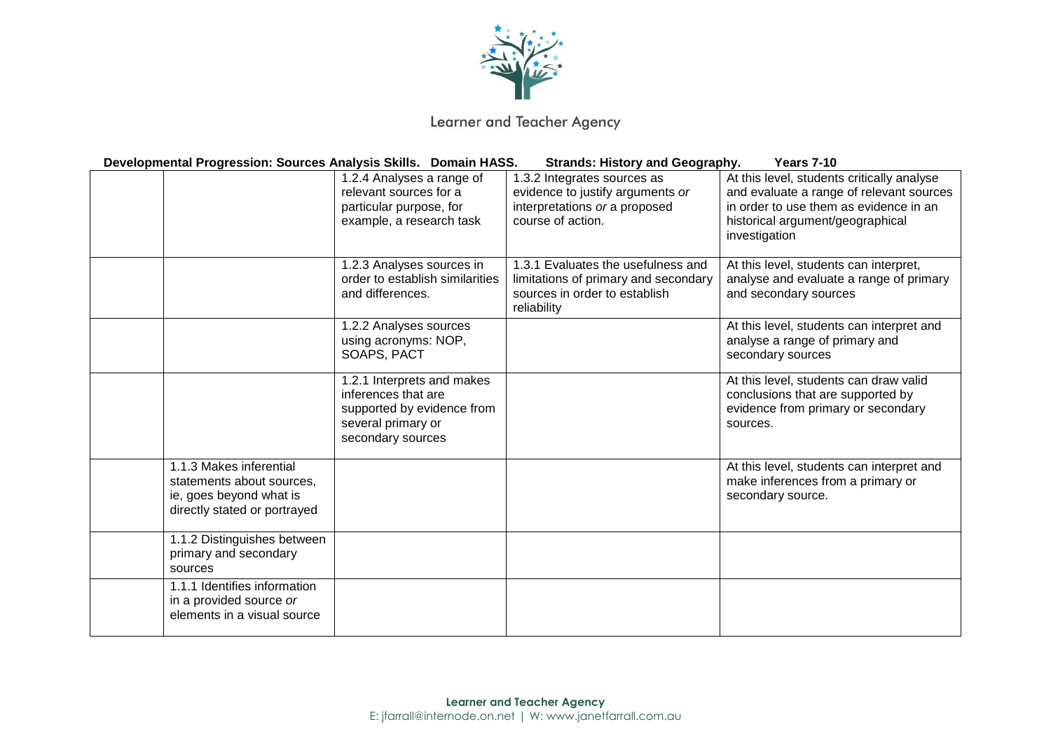Learner and Teacher Agency

**Developmental Progression: Sources Analysis Skills. Domain HASS. Strands: History and Geography. Years 7-10**

| | | | | |
|---|---|---|---|---|
| | | 1.2.4 Analyses a range of relevant sources for a particular purpose, for example, a research task | 1.3.2 Integrates sources as evidence to justify arguments *or* interpretations *or* a proposed course of action. | At this level, students critically analyse and evaluate a range of relevant sources in order to use them as evidence in an historical argument/geographical investigation |
| | | 1.2.3 Analyses sources in order to establish similarities and differences. | 1.3.1 Evaluates the usefulness and limitations of primary and secondary sources in order to establish reliability | At this level, students can interpret, analyse and evaluate a range of primary and secondary sources |
| | | 1.2.2 Analyses sources using acronyms: NOP, SOAPS, PACT | | At this level, students can interpret and analyse a range of primary and secondary sources |
| | | 1.2.1 Interprets and makes inferences that are supported by evidence from several primary or secondary sources | | At this level, students can draw valid conclusions that are supported by evidence from primary or secondary sources. |
| | 1.1.3 Makes inferential statements about sources, ie, goes beyond what is directly stated or portrayed | | | At this level, students can interpret and make inferences from a primary or secondary source. |
| | 1.1.2 Distinguishes between primary and secondary sources | | | |
| | 1.1.1 Identifies information in a provided source *or* elements in a visual source | | | |

**Learner and Teacher Agency**
E: jfarrall@internode.on.net | W: www.janetfarrall.com.au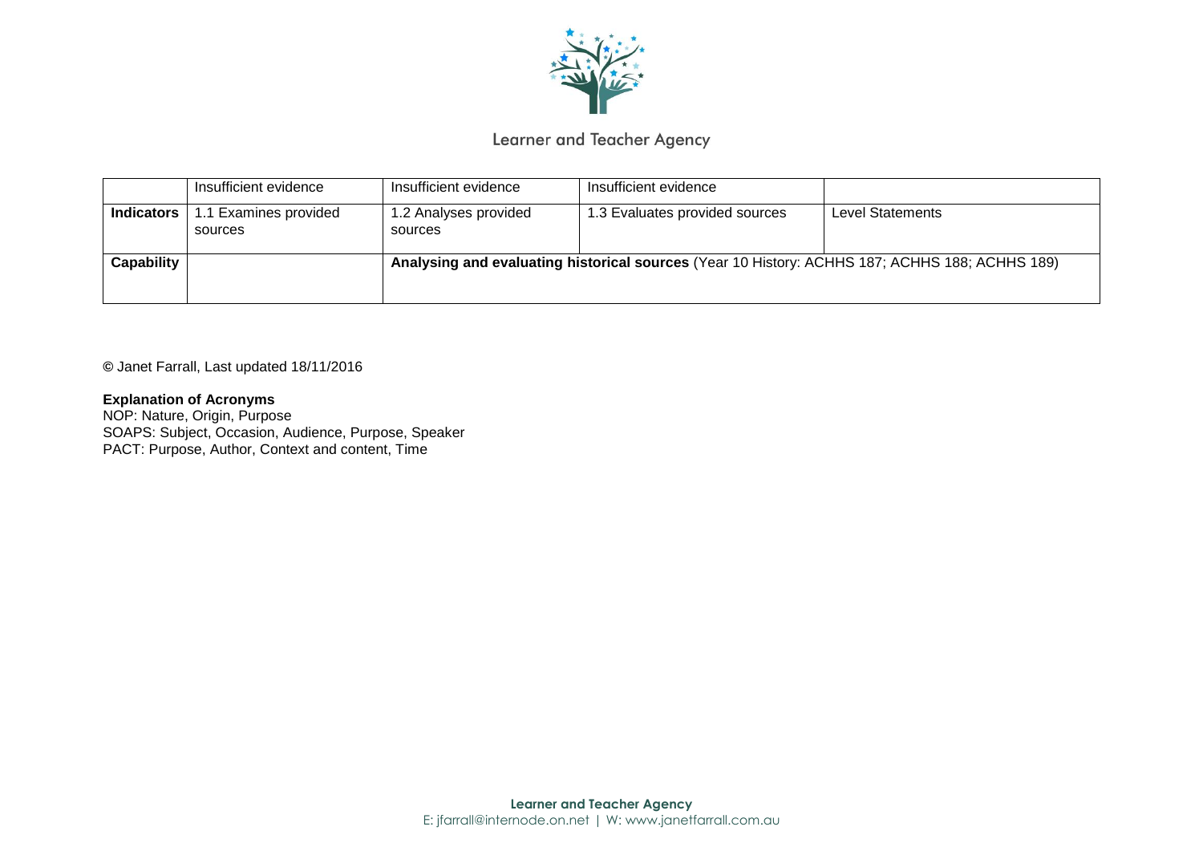| | | | | |
|---|---|---|---|---|
| | Insufficient evidence | Insufficient evidence | Insufficient evidence | |
| **Indicators** | 1.1 Examines provided sources | 1.2 Analyses provided sources | 1.3 Evaluates provided sources | Level Statements |
| **Capability** | | **Analysing and evaluating historical sources** (Year 10 History: ACHHS 187; ACHHS 188; ACHHS 189) | | |

© Janet Farrall, Last updated 18/11/2016

**Explanation of Acronyms**
NOP: Nature, Origin, Purpose
SOAPS: Subject, Occasion, Audience, Purpose, Speaker
PACT: Purpose, Author, Context and content, Time